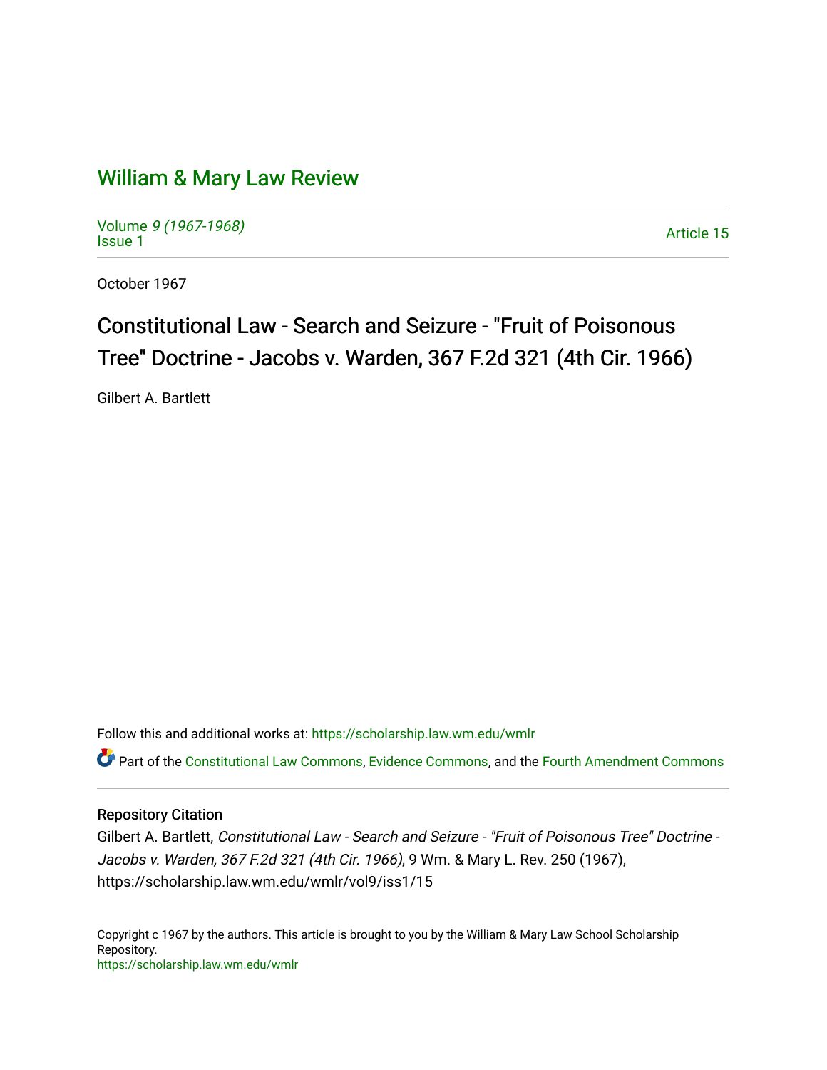# William & Mary Law Review

Volume *9 (1967-1968)*
Issue 1

Article 15

October 1967

## Constitutional Law - Search and Seizure - "Fruit of Poisonous Tree" Doctrine - Jacobs v. Warden, 367 F.2d 321 (4th Cir. 1966)

Gilbert A. Bartlett

Follow this and additional works at: https://scholarship.law.wm.edu/wmlr

Part of the Constitutional Law Commons, Evidence Commons, and the Fourth Amendment Commons

### Repository Citation

Gilbert A. Bartlett, *Constitutional Law - Search and Seizure - "Fruit of Poisonous Tree" Doctrine - Jacobs v. Warden, 367 F.2d 321 (4th Cir. 1966)*, 9 Wm. & Mary L. Rev. 250 (1967), https://scholarship.law.wm.edu/wmlr/vol9/iss1/15

Copyright c 1967 by the authors. This article is brought to you by the William & Mary Law School Scholarship Repository.
https://scholarship.law.wm.edu/wmlr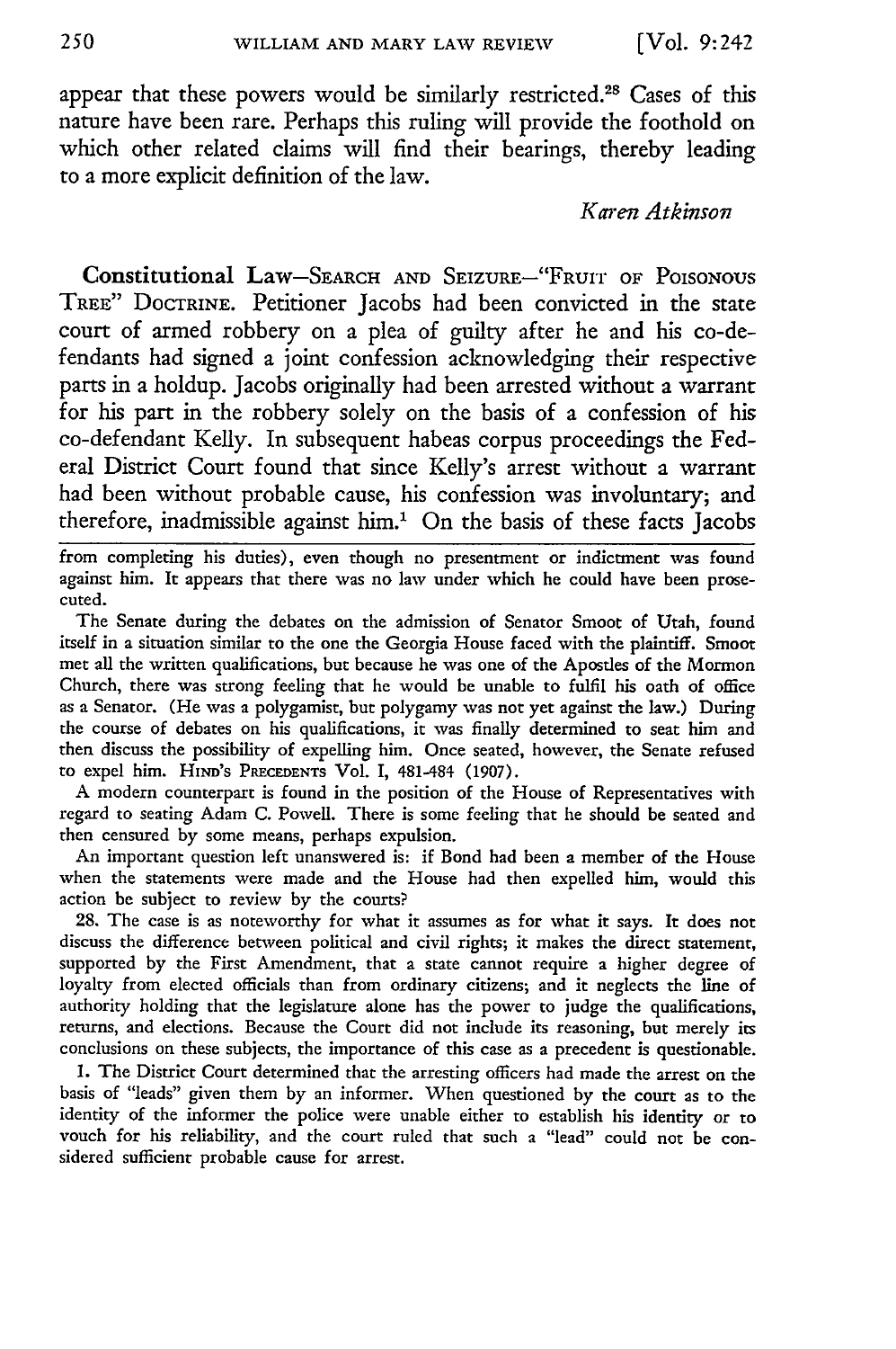appear that these powers would be similarly restricted.[28] Cases of this nature have been rare. Perhaps this ruling will provide the foothold on which other related claims will find their bearings, thereby leading to a more explicit definition of the law.

*Karen Atkinson*

**Constitutional Law**—SEARCH AND SEIZURE—"FRUIT OF POISONOUS TREE" DOCTRINE. Petitioner Jacobs had been convicted in the state court of armed robbery on a plea of guilty after he and his co-defendants had signed a joint confession acknowledging their respective parts in a holdup. Jacobs originally had been arrested without a warrant for his part in the robbery solely on the basis of a confession of his co-defendant Kelly. In subsequent habeas corpus proceedings the Federal District Court found that since Kelly's arrest without a warrant had been without probable cause, his confession was involuntary; and therefore, inadmissible against him.[1] On the basis of these facts Jacobs

---

from completing his duties), even though no presentment or indictment was found against him. It appears that there was no law under which he could have been prosecuted.

The Senate during the debates on the admission of Senator Smoot of Utah, found itself in a situation similar to the one the Georgia House faced with the plaintiff. Smoot met all the written qualifications, but because he was one of the Apostles of the Mormon Church, there was strong feeling that he would be unable to fulfil his oath of office as a Senator. (He was a polygamist, but polygamy was not yet against the law.) During the course of debates on his qualifications, it was finally determined to seat him and then discuss the possibility of expelling him. Once seated, however, the Senate refused to expel him. HIND'S PRECEDENTS Vol. I, 481-484 (1907).

A modern counterpart is found in the position of the House of Representatives with regard to seating Adam C. Powell. There is some feeling that he should be seated and then censured by some means, perhaps expulsion.

An important question left unanswered is: if Bond had been a member of the House when the statements were made and the House had then expelled him, would this action be subject to review by the courts?

28. The case is as noteworthy for what it assumes as for what it says. It does not discuss the difference between political and civil rights; it makes the direct statement, supported by the First Amendment, that a state cannot require a higher degree of loyalty from elected officials than from ordinary citizens; and it neglects the line of authority holding that the legislature alone has the power to judge the qualifications, returns, and elections. Because the Court did not include its reasoning, but merely its conclusions on these subjects, the importance of this case as a precedent is questionable.

1. The District Court determined that the arresting officers had made the arrest on the basis of "leads" given them by an informer. When questioned by the court as to the identity of the informer the police were unable either to establish his identity or to vouch for his reliability, and the court ruled that such a "lead" could not be considered sufficient probable cause for arrest.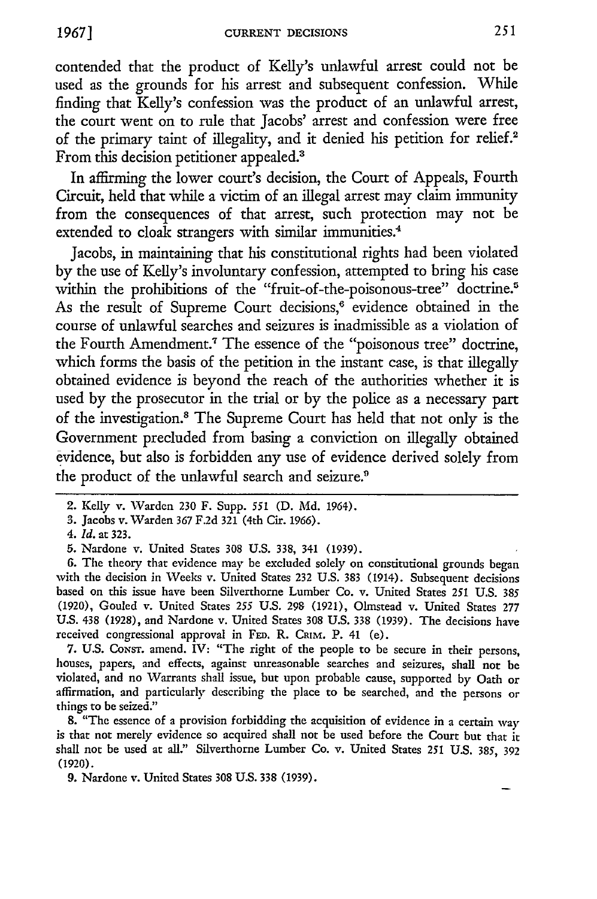contended that the product of Kelly's unlawful arrest could not be used as the grounds for his arrest and subsequent confession. While finding that Kelly's confession was the product of an unlawful arrest, the court went on to rule that Jacobs' arrest and confession were free of the primary taint of illegality, and it denied his petition for relief.[2] From this decision petitioner appealed.[3]

In affirming the lower court's decision, the Court of Appeals, Fourth Circuit, held that while a victim of an illegal arrest may claim immunity from the consequences of that arrest, such protection may not be extended to cloak strangers with similar immunities.[4]

Jacobs, in maintaining that his constitutional rights had been violated by the use of Kelly's involuntary confession, attempted to bring his case within the prohibitions of the "fruit-of-the-poisonous-tree" doctrine.[5] As the result of Supreme Court decisions,[6] evidence obtained in the course of unlawful searches and seizures is inadmissible as a violation of the Fourth Amendment.[7] The essence of the "poisonous tree" doctrine, which forms the basis of the petition in the instant case, is that illegally obtained evidence is beyond the reach of the authorities whether it is used by the prosecutor in the trial or by the police as a necessary part of the investigation.[8] The Supreme Court has held that not only is the Government precluded from basing a conviction on illegally obtained evidence, but also is forbidden any use of evidence derived solely from the product of the unlawful search and seizure.[9]

---

2. Kelly v. Warden 230 F. Supp. 551 (D. Md. 1964).

3. Jacobs v. Warden 367 F.2d 321 (4th Cir. 1966).

4. *Id.* at 323.

5. Nardone v. United States 308 U.S. 338, 341 (1939).

6. The theory that evidence may be excluded solely on constitutional grounds began with the decision in Weeks v. United States 232 U.S. 383 (1914). Subsequent decisions based on this issue have been Silverthorne Lumber Co. v. United States 251 U.S. 385 (1920), Gouled v. United States 255 U.S. 298 (1921), Olmstead v. United States 277 U.S. 438 (1928), and Nardone v. United States 308 U.S. 338 (1939). The decisions have received congressional approval in FED. R. CRIM. P. 41 (e).

7. U.S. CONST. amend. IV: "The right of the people to be secure in their persons, houses, papers, and effects, against unreasonable searches and seizures, shall not be violated, and no Warrants shall issue, but upon probable cause, supported by Oath or affirmation, and particularly describing the place to be searched, and the persons or things to be seized."

8. "The essence of a provision forbidding the acquisition of evidence in a certain way is that not merely evidence so acquired shall not be used before the Court but that it shall not be used at all." Silverthorne Lumber Co. v. United States 251 U.S. 385, 392 (1920).

9. Nardone v. United States 308 U.S. 338 (1939).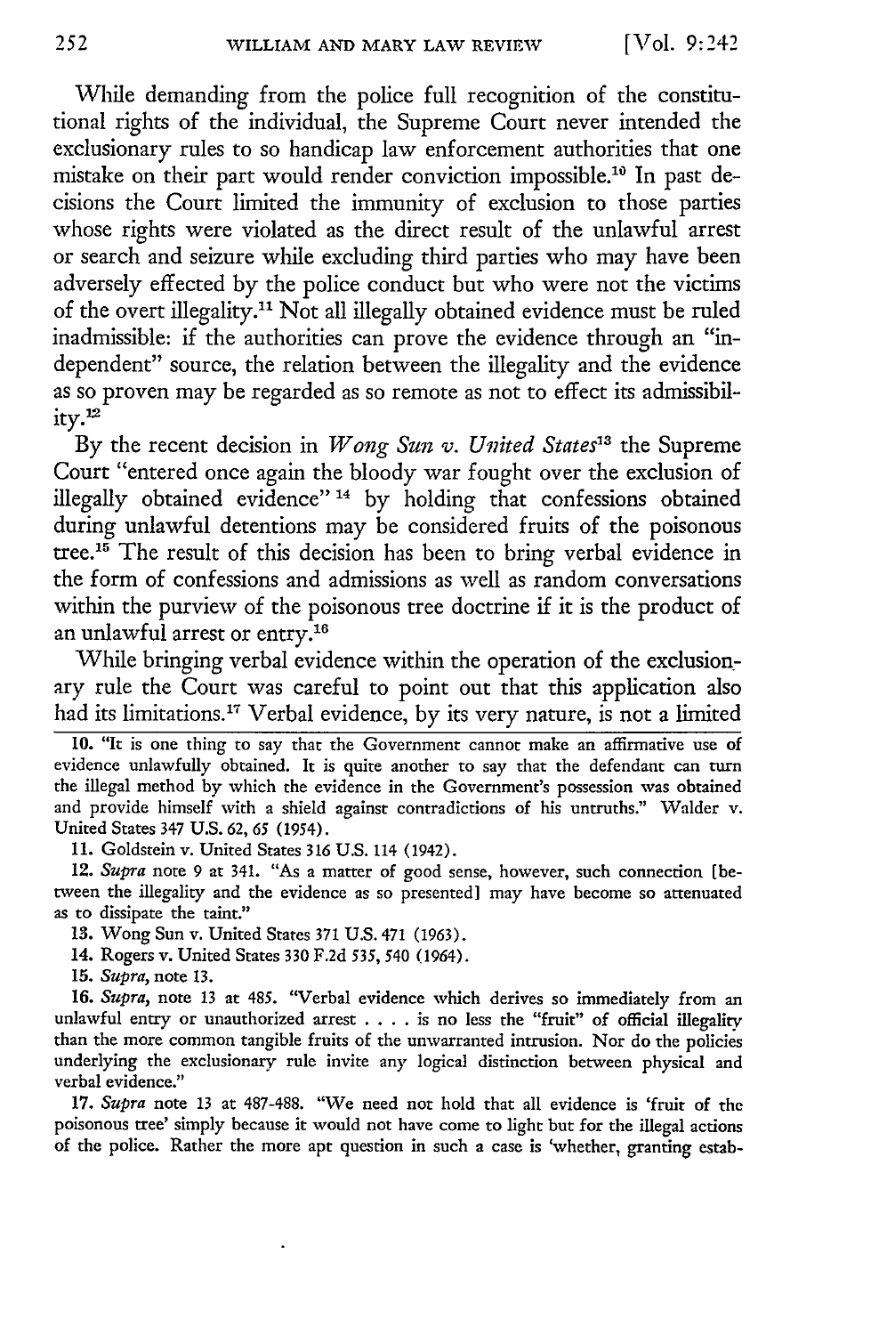While demanding from the police full recognition of the constitutional rights of the individual, the Supreme Court never intended the exclusionary rules to so handicap law enforcement authorities that one mistake on their part would render conviction impossible.[10] In past decisions the Court limited the immunity of exclusion to those parties whose rights were violated as the direct result of the unlawful arrest or search and seizure while excluding third parties who may have been adversely effected by the police conduct but who were not the victims of the overt illegality.[11] Not all illegally obtained evidence must be ruled inadmissible: if the authorities can prove the evidence through an "independent" source, the relation between the illegality and the evidence as so proven may be regarded as so remote as not to effect its admissibility.[12]

By the recent decision in *Wong Sun v. United States*[13] the Supreme Court "entered once again the bloody war fought over the exclusion of illegally obtained evidence"[14] by holding that confessions obtained during unlawful detentions may be considered fruits of the poisonous tree.[15] The result of this decision has been to bring verbal evidence in the form of confessions and admissions as well as random conversations within the purview of the poisonous tree doctrine if it is the product of an unlawful arrest or entry.[16]

While bringing verbal evidence within the operation of the exclusionary rule the Court was careful to point out that this application also had its limitations.[17] Verbal evidence, by its very nature, is not a limited

---

10. "It is one thing to say that the Government cannot make an affirmative use of evidence unlawfully obtained. It is quite another to say that the defendant can turn the illegal method by which the evidence in the Government's possession was obtained and provide himself with a shield against contradictions of his untruths." Walder v. United States 347 U.S. 62, 65 (1954).

11. Goldstein v. United States 316 U.S. 114 (1942).

12. *Supra* note 9 at 341. "As a matter of good sense, however, such connection [between the illegality and the evidence as so presented] may have become so attenuated as to dissipate the taint."

13. Wong Sun v. United States 371 U.S. 471 (1963).

14. Rogers v. United States 330 F.2d 535, 540 (1964).

15. *Supra*, note 13.

16. *Supra*, note 13 at 485. "Verbal evidence which derives so immediately from an unlawful entry or unauthorized arrest . . . . is no less the "fruit" of official illegality than the more common tangible fruits of the unwarranted intrusion. Nor do the policies underlying the exclusionary rule invite any logical distinction between physical and verbal evidence."

17. *Supra* note 13 at 487-488. "We need not hold that all evidence is 'fruit of the poisonous tree' simply because it would not have come to light but for the illegal actions of the police. Rather the more apt question in such a case is 'whether, granting estab-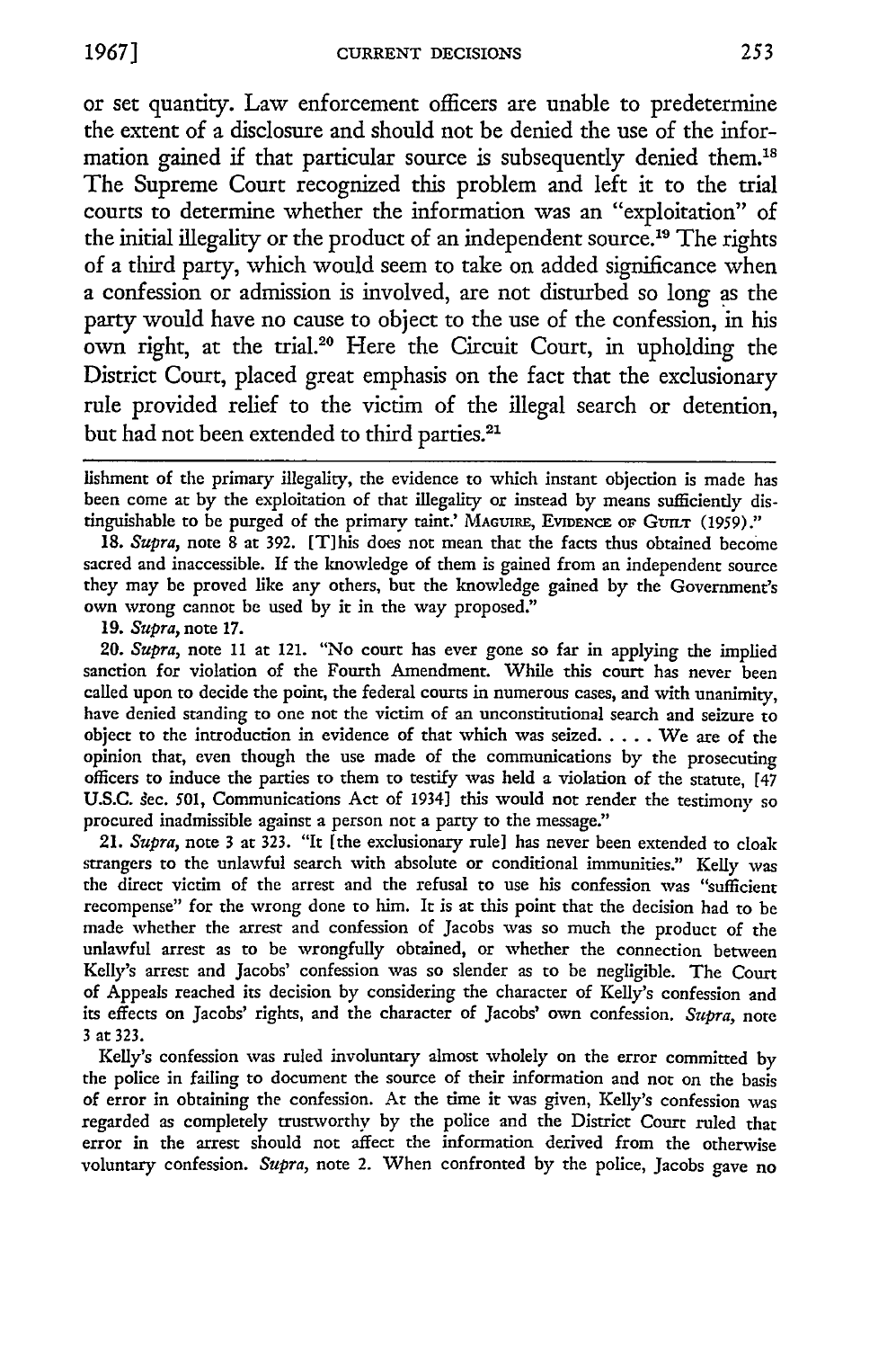or set quantity. Law enforcement officers are unable to predetermine the extent of a disclosure and should not be denied the use of the information gained if that particular source is subsequently denied them.[18] The Supreme Court recognized this problem and left it to the trial courts to determine whether the information was an "exploitation" of the initial illegality or the product of an independent source.[19] The rights of a third party, which would seem to take on added significance when a confession or admission is involved, are not disturbed so long as the party would have no cause to object to the use of the confession, in his own right, at the trial.[20] Here the Circuit Court, in upholding the District Court, placed great emphasis on the fact that the exclusionary rule provided relief to the victim of the illegal search or detention, but had not been extended to third parties.[21]

---

lishment of the primary illegality, the evidence to which instant objection is made has been come at by the exploitation of that illegality or instead by means sufficiently distinguishable to be purged of the primary taint.' MAGUIRE, EVIDENCE OF GUILT (1959)."

18. *Supra*, note 8 at 392. [T]his does not mean that the facts thus obtained become sacred and inaccessible. If the knowledge of them is gained from an independent source they may be proved like any others, but the knowledge gained by the Government's own wrong cannot be used by it in the way proposed."

19. *Supra*, note 17.

20. *Supra*, note 11 at 121. "No court has ever gone so far in applying the implied sanction for violation of the Fourth Amendment. While this court has never been called upon to decide the point, the federal courts in numerous cases, and with unanimity, have denied standing to one not the victim of an unconstitutional search and seizure to object to the introduction in evidence of that which was seized. . . . . We are of the opinion that, even though the use made of the communications by the prosecuting officers to induce the parties to them to testify was held a violation of the statute, [47 U.S.C. Sec. 501, Communications Act of 1934] this would not render the testimony so procured inadmissible against a person not a party to the message."

21. *Supra*, note 3 at 323. "It [the exclusionary rule] has never been extended to cloak strangers to the unlawful search with absolute or conditional immunities." Kelly was the direct victim of the arrest and the refusal to use his confession was "sufficient recompense" for the wrong done to him. It is at this point that the decision had to be made whether the arrest and confession of Jacobs was so much the product of the unlawful arrest as to be wrongfully obtained, or whether the connection between Kelly's arrest and Jacobs' confession was so slender as to be negligible. The Court of Appeals reached its decision by considering the character of Kelly's confession and its effects on Jacobs' rights, and the character of Jacobs' own confession. *Supra*, note 3 at 323.

Kelly's confession was ruled involuntary almost wholely on the error committed by the police in failing to document the source of their information and not on the basis of error in obtaining the confession. At the time it was given, Kelly's confession was regarded as completely trustworthy by the police and the District Court ruled that error in the arrest should not affect the information derived from the otherwise voluntary confession. *Supra*, note 2. When confronted by the police, Jacobs gave no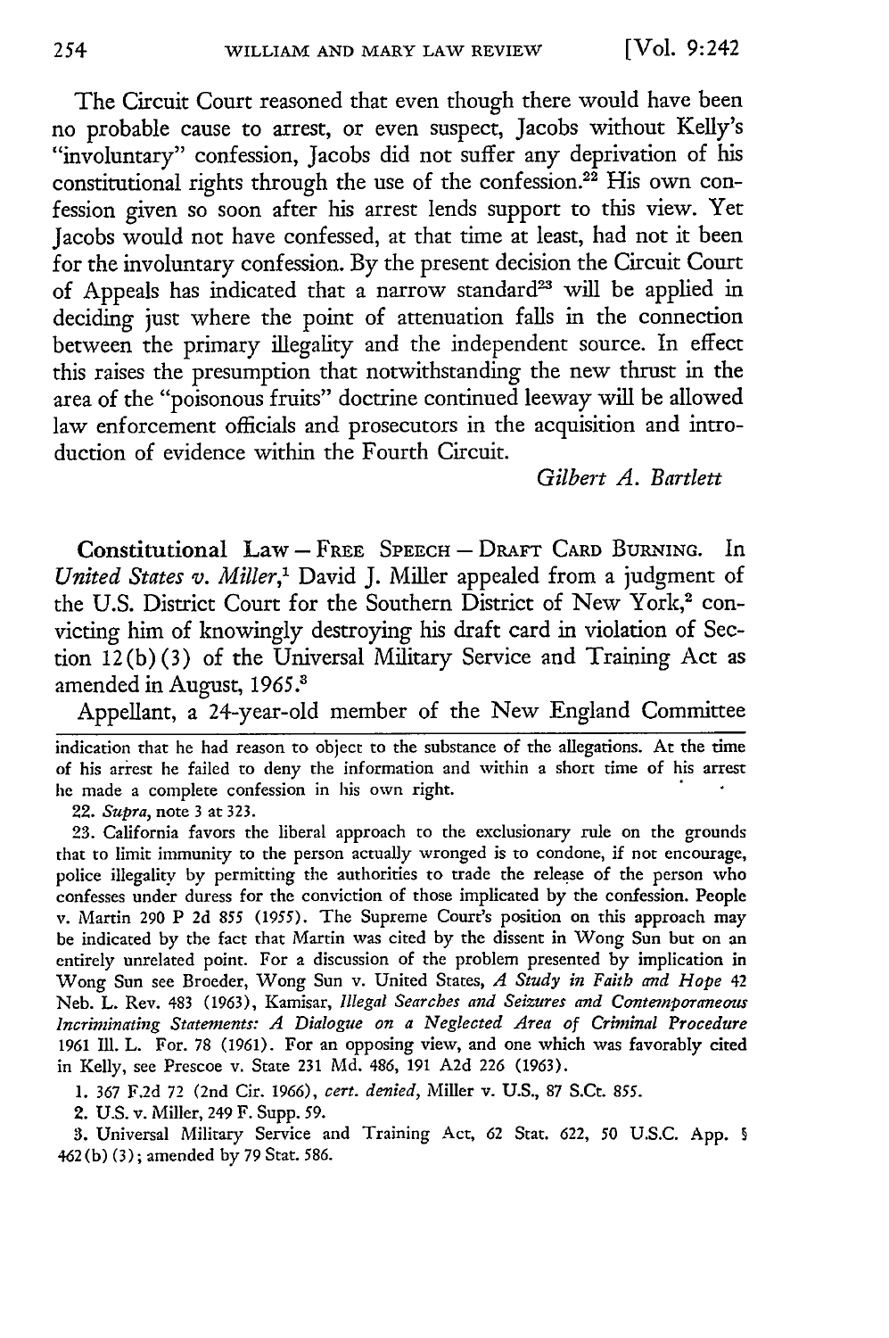The Circuit Court reasoned that even though there would have been no probable cause to arrest, or even suspect, Jacobs without Kelly's "involuntary" confession, Jacobs did not suffer any deprivation of his constitutional rights through the use of the confession.[22] His own confession given so soon after his arrest lends support to this view. Yet Jacobs would not have confessed, at that time at least, had not it been for the involuntary confession. By the present decision the Circuit Court of Appeals has indicated that a narrow standard[23] will be applied in deciding just where the point of attenuation falls in the connection between the primary illegality and the independent source. In effect this raises the presumption that notwithstanding the new thrust in the area of the "poisonous fruits" doctrine continued leeway will be allowed law enforcement officials and prosecutors in the acquisition and introduction of evidence within the Fourth Circuit.

*Gilbert A. Bartlett*

**Constitutional Law — Free Speech — Draft Card Burning.** In *United States v. Miller*,[1] David J. Miller appealed from a judgment of the U.S. District Court for the Southern District of New York,[2] convicting him of knowingly destroying his draft card in violation of Section 12(b)(3) of the Universal Military Service and Training Act as amended in August, 1965.[3]

Appellant, a 24-year-old member of the New England Committee

---

indication that he had reason to object to the substance of the allegations. At the time of his arrest he failed to deny the information and within a short time of his arrest he made a complete confession in his own right.

22. *Supra*, note 3 at 323.

23. California favors the liberal approach to the exclusionary rule on the grounds that to limit immunity to the person actually wronged is to condone, if not encourage, police illegality by permitting the authorities to trade the release of the person who confesses under duress for the conviction of those implicated by the confession. People v. Martin 290 P 2d 855 (1955). The Supreme Court's position on this approach may be indicated by the fact that Martin was cited by the dissent in Wong Sun but on an entirely unrelated point. For a discussion of the problem presented by implication in Wong Sun see Broeder, Wong Sun v. United States, *A Study in Faith and Hope* 42 Neb. L. Rev. 483 (1963), Kamisar, *Illegal Searches and Seizures and Contemporaneous Incriminating Statements: A Dialogue on a Neglected Area of Criminal Procedure* 1961 Ill. L. For. 78 (1961). For an opposing view, and one which was favorably cited in Kelly, see Prescoe v. State 231 Md. 486, 191 A2d 226 (1963).

1. 367 F.2d 72 (2nd Cir. 1966), *cert. denied*, Miller v. U.S., 87 S.Ct. 855.

2. U.S. v. Miller, 249 F. Supp. 59.

3. Universal Military Service and Training Act, 62 Stat. 622, 50 U.S.C. App. § 462(b)(3); amended by 79 Stat. 586.